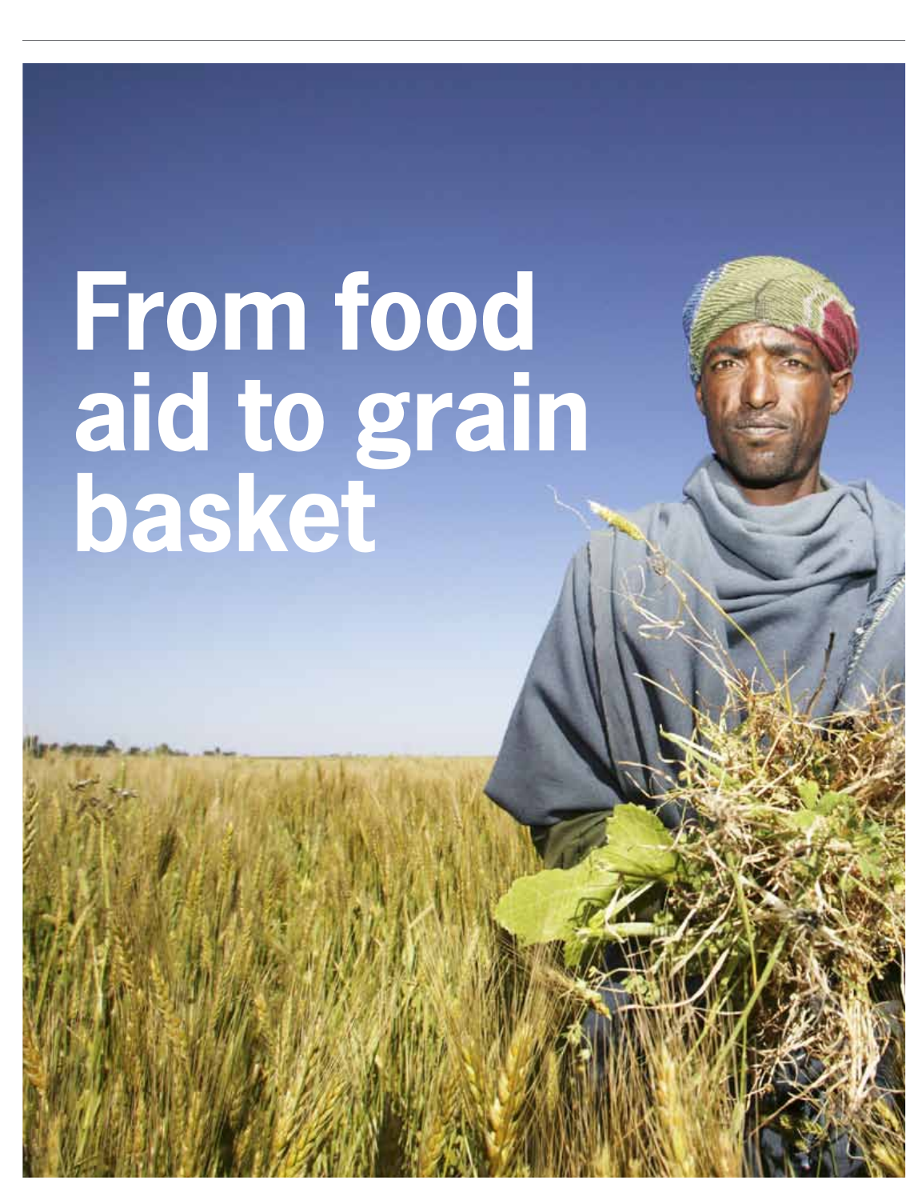# From food aid to grain basket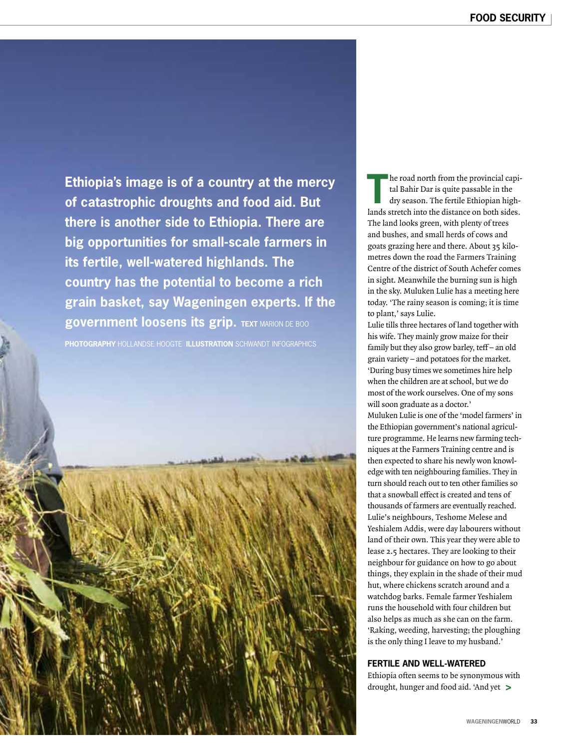**Ethiopia's image is of a country at the mercy of catastrophic droughts and food aid. But there is another side to Ethiopia. There are big opportunities for small-scale farmers in its fertile, well-watered highlands. The country has the potential to become a rich grain basket, say Wageningen experts. If the government loosens its grip.** **TEXT** MARION DE BOO

**PHOTOGRAPHY** HOLLANDSE HOOGTE **ILLUSTRATION** SCHWANDT INFOGRAPHICS

The road north from the provincial capital Bahir Dar is quite passable in the dry season. The fertile Ethiopian highlands stretch into the distance on both sides. The land looks green, with plenty of trees and bushes, and small herds of cows and goats grazing here and there. About 35 kilometres down the road the Farmers Training Centre of the district of South Achefer comes in sight. Meanwhile the burning sun is high in the sky. Muluken Lulie has a meeting here today. 'The rainy season is coming; it is time to plant,' says Lulie.

Lulie tills three hectares of land together with his wife. They mainly grow maize for their family but they also grow barley, teff – an old grain variety – and potatoes for the market. 'During busy times we sometimes hire help when the children are at school, but we do most of the work ourselves. One of my sons will soon graduate as a doctor.'

Muluken Lulie is one of the 'model farmers' in the Ethiopian government's national agriculture programme. He learns new farming techniques at the Farmers Training centre and is then expected to share his newly won knowledge with ten neighbouring families. They in turn should reach out to ten other families so that a snowball effect is created and tens of thousands of farmers are eventually reached.

Lulie's neighbours, Teshome Melese and Yeshialem Addis, were day labourers without land of their own. This year they were able to lease 2.5 hectares. They are looking to their neighbour for guidance on how to go about things, they explain in the shade of their mud hut, where chickens scratch around and a watchdog barks. Female farmer Yeshialem runs the household with four children but also helps as much as she can on the farm. 'Raking, weeding, harvesting; the ploughing is the only thing I leave to my husband.'

## FERTILE AND WELL-WATERED

Ethiopia often seems to be synonymous with drought, hunger and food aid. 'And yet >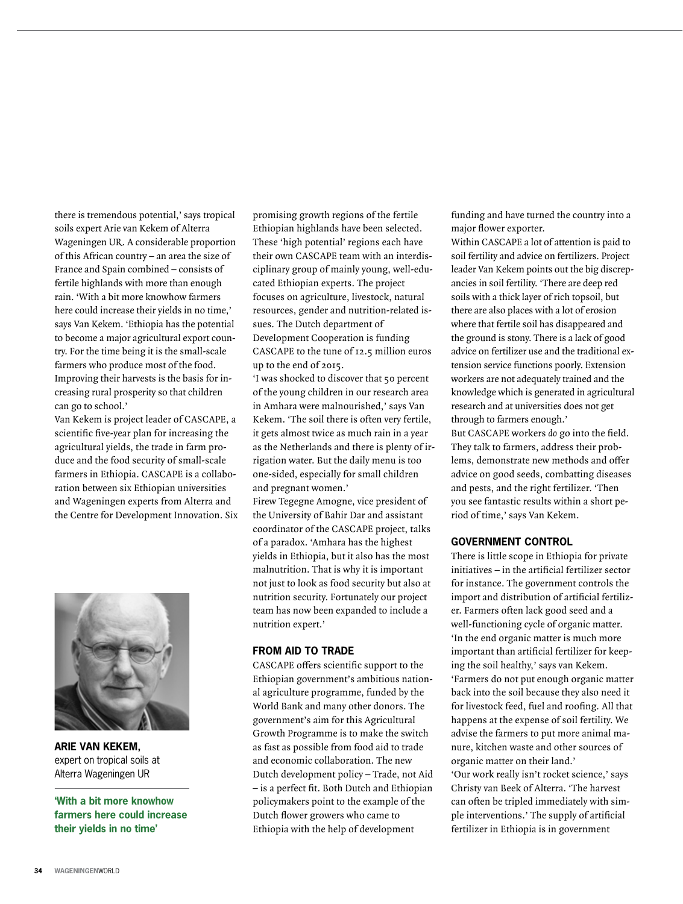there is tremendous potential,' says tropical soils expert Arie van Kekem of Alterra Wageningen UR. A considerable proportion of this African country – an area the size of France and Spain combined – consists of fertile highlands with more than enough rain. 'With a bit more knowhow farmers here could increase their yields in no time,' says Van Kekem. 'Ethiopia has the potential to become a major agricultural export country. For the time being it is the small-scale farmers who produce most of the food. Improving their harvests is the basis for increasing rural prosperity so that children can go to school.'

Van Kekem is project leader of CASCAPE, a scientific five-year plan for increasing the agricultural yields, the trade in farm produce and the food security of small-scale farmers in Ethiopia. CASCAPE is a collaboration between six Ethiopian universities and Wageningen experts from Alterra and the Centre for Development Innovation. Six promising growth regions of the fertile Ethiopian highlands have been selected. These 'high potential' regions each have their own CASCAPE team with an interdisciplinary group of mainly young, well-educated Ethiopian experts. The project focuses on agriculture, livestock, natural resources, gender and nutrition-related issues. The Dutch department of Development Cooperation is funding CASCAPE to the tune of 12.5 million euros up to the end of 2015.

'I was shocked to discover that 50 percent of the young children in our research area in Amhara were malnourished,' says Van Kekem. 'The soil there is often very fertile, it gets almost twice as much rain in a year as the Netherlands and there is plenty of irrigation water. But the daily menu is too one-sided, especially for small children and pregnant women.'

Firew Tegegne Amogne, vice president of the University of Bahir Dar and assistant coordinator of the CASCAPE project, talks of a paradox. 'Amhara has the highest yields in Ethiopia, but it also has the most malnutrition. That is why it is important not just to look as food security but also at nutrition security. Fortunately our project team has now been expanded to include a nutrition expert.'

**ARIE VAN KEKEM,** expert on tropical soils at Alterra Wageningen UR

**'With a bit more knowhow farmers here could increase their yields in no time'**

## FROM AID TO TRADE

CASCAPE offers scientific support to the Ethiopian government's ambitious national agriculture programme, funded by the World Bank and many other donors. The government's aim for this Agricultural Growth Programme is to make the switch as fast as possible from food aid to trade and economic collaboration. The new Dutch development policy – Trade, not Aid – is a perfect fit. Both Dutch and Ethiopian policymakers point to the example of the Dutch flower growers who came to Ethiopia with the help of development funding and have turned the country into a major flower exporter.

Within CASCAPE a lot of attention is paid to soil fertility and advice on fertilizers. Project leader Van Kekem points out the big discrepancies in soil fertility. 'There are deep red soils with a thick layer of rich topsoil, but there are also places with a lot of erosion where that fertile soil has disappeared and the ground is stony. There is a lack of good advice on fertilizer use and the traditional extension service functions poorly. Extension workers are not adequately trained and the knowledge which is generated in agricultural research and at universities does not get through to farmers enough.'

But CASCAPE workers *do* go into the field. They talk to farmers, address their problems, demonstrate new methods and offer advice on good seeds, combatting diseases and pests, and the right fertilizer. 'Then you see fantastic results within a short period of time,' says Van Kekem.

## GOVERNMENT CONTROL

There is little scope in Ethiopia for private initiatives – in the artificial fertilizer sector for instance. The government controls the import and distribution of artificial fertilizer. Farmers often lack good seed and a well-functioning cycle of organic matter. 'In the end organic matter is much more important than artificial fertilizer for keeping the soil healthy,' says van Kekem. 'Farmers do not put enough organic matter back into the soil because they also need it for livestock feed, fuel and roofing. All that happens at the expense of soil fertility. We advise the farmers to put more animal manure, kitchen waste and other sources of organic matter on their land.'

'Our work really isn't rocket science,' says Christy van Beek of Alterra. 'The harvest can often be tripled immediately with simple interventions.' The supply of artificial fertilizer in Ethiopia is in government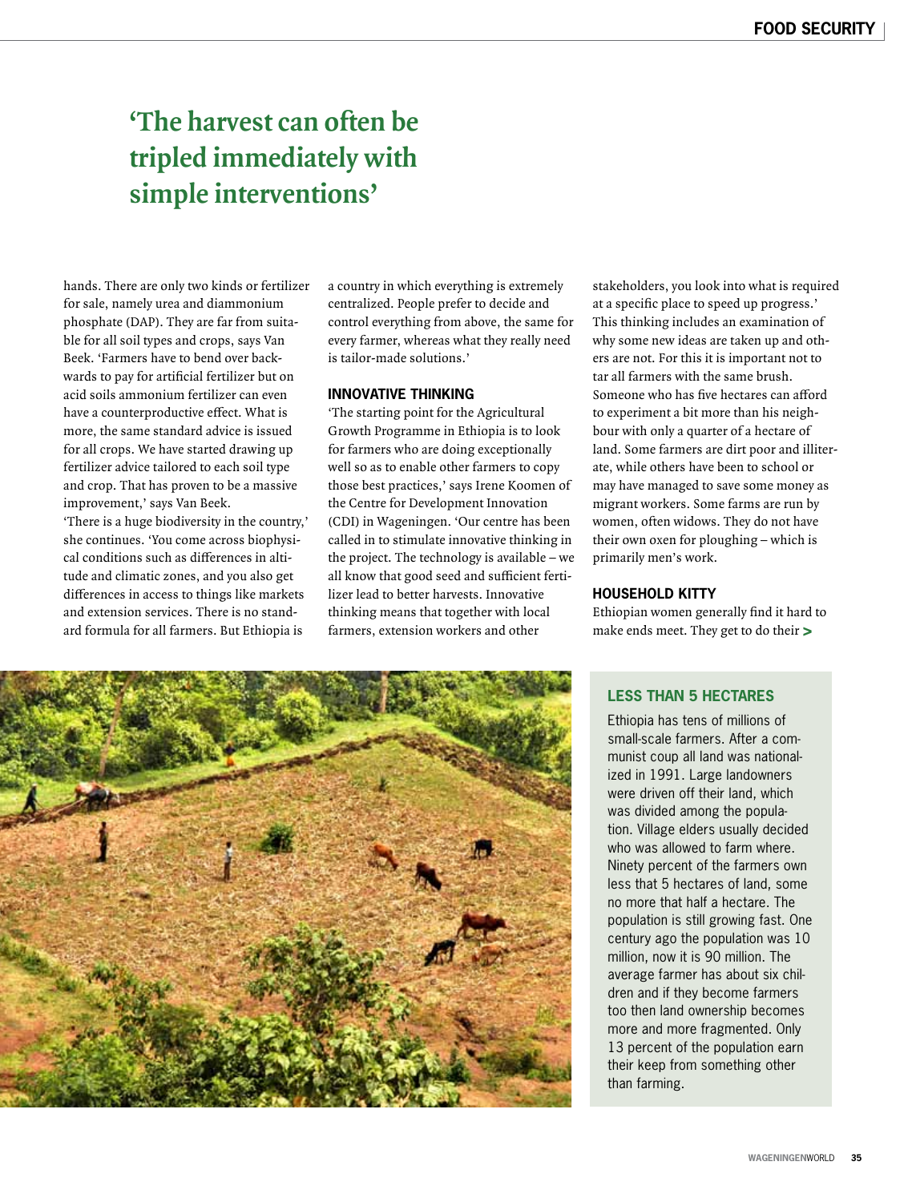# 'The harvest can often be tripled immediately with simple interventions'

hands. There are only two kinds or fertilizer for sale, namely urea and diammonium phosphate (DAP). They are far from suitable for all soil types and crops, says Van Beek. 'Farmers have to bend over backwards to pay for artificial fertilizer but on acid soils ammonium fertilizer can even have a counterproductive effect. What is more, the same standard advice is issued for all crops. We have started drawing up fertilizer advice tailored to each soil type and crop. That has proven to be a massive improvement,' says Van Beek.

'There is a huge biodiversity in the country,' she continues. 'You come across biophysical conditions such as differences in altitude and climatic zones, and you also get differences in access to things like markets and extension services. There is no standard formula for all farmers. But Ethiopia is a country in which everything is extremely centralized. People prefer to decide and control everything from above, the same for every farmer, whereas what they really need is tailor-made solutions.'

### INNOVATIVE THINKING

'The starting point for the Agricultural Growth Programme in Ethiopia is to look for farmers who are doing exceptionally well so as to enable other farmers to copy those best practices,' says Irene Koomen of the Centre for Development Innovation (CDI) in Wageningen. 'Our centre has been called in to stimulate innovative thinking in the project. The technology is available – we all know that good seed and sufficient fertilizer lead to better harvests. Innovative thinking means that together with local farmers, extension workers and other stakeholders, you look into what is required at a specific place to speed up progress.' This thinking includes an examination of why some new ideas are taken up and others are not. For this it is important not to tar all farmers with the same brush. Someone who has five hectares can afford to experiment a bit more than his neighbour with only a quarter of a hectare of land. Some farmers are dirt poor and illiterate, while others have been to school or may have managed to save some money as migrant workers. Some farms are run by women, often widows. They do not have their own oxen for ploughing – which is primarily men's work.

### HOUSEHOLD KITTY

Ethiopian women generally find it hard to make ends meet. They get to do their >

### LESS THAN 5 HECTARES

Ethiopia has tens of millions of small-scale farmers. After a communist coup all land was nationalized in 1991. Large landowners were driven off their land, which was divided among the population. Village elders usually decided who was allowed to farm where. Ninety percent of the farmers own less that 5 hectares of land, some no more that half a hectare. The population is still growing fast. One century ago the population was 10 million, now it is 90 million. The average farmer has about six children and if they become farmers too then land ownership becomes more and more fragmented. Only 13 percent of the population earn their keep from something other than farming.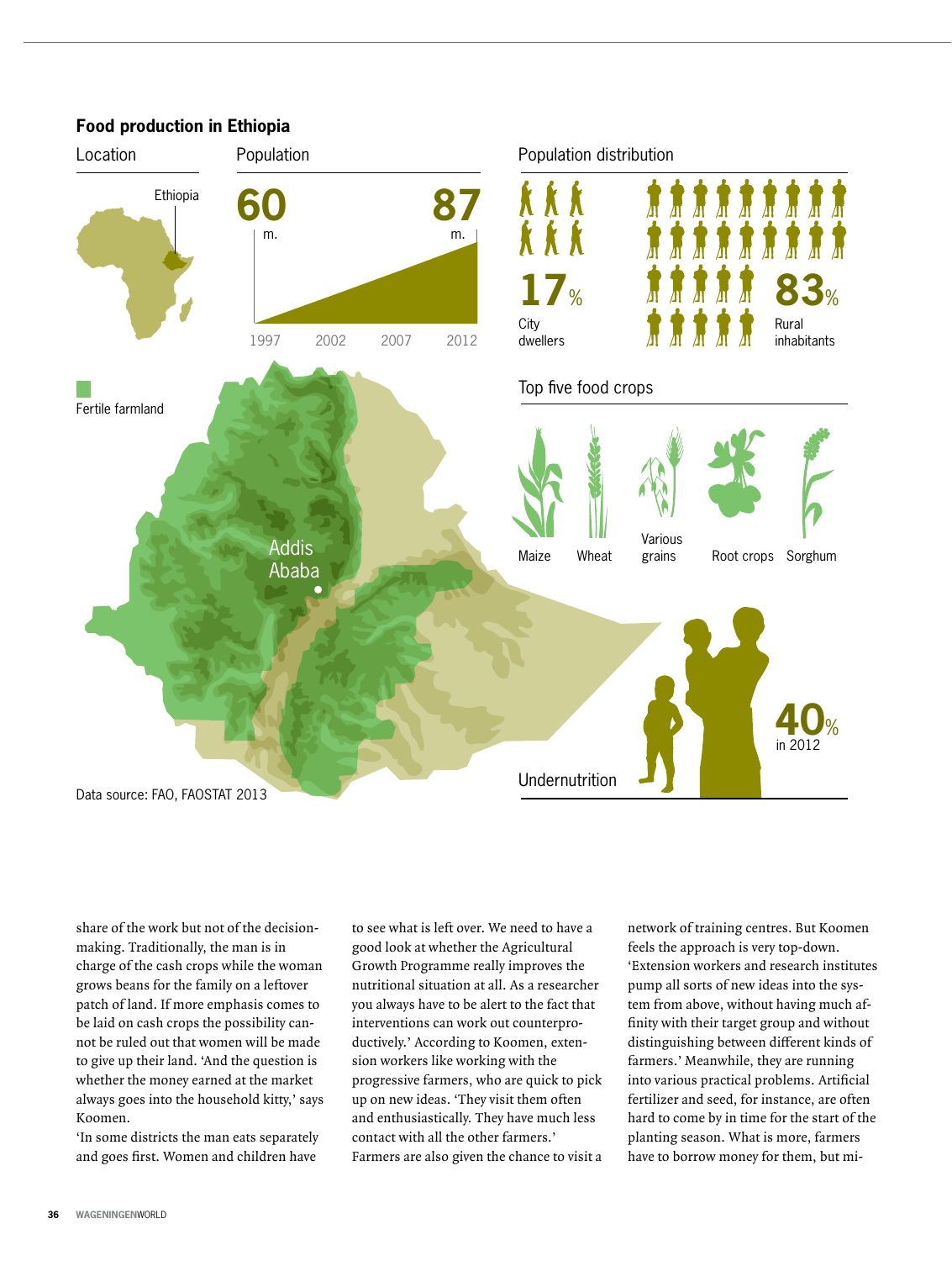## Food production in Ethiopia

**Location**

Ethiopia

**Population**

60 m. (1997) — 87 m. (2012)

1997 2002 2007 2012

**Population distribution**

17% City dwellers

83% Rural inhabitants

Fertile farmland

Addis Ababa

**Top five food crops**

Maize, Wheat, Various grains, Root crops, Sorghum

**Undernutrition**

40% in 2012

Data source: FAO, FAOSTAT 2013

share of the work but not of the decision-making. Traditionally, the man is in charge of the cash crops while the woman grows beans for the family on a leftover patch of land. If more emphasis comes to be laid on cash crops the possibility cannot be ruled out that women will be made to give up their land. 'And the question is whether the money earned at the market always goes into the household kitty,' says Koomen.

'In some districts the man eats separately and goes first. Women and children have to see what is left over. We need to have a good look at whether the Agricultural Growth Programme really improves the nutritional situation at all. As a researcher you always have to be alert to the fact that interventions can work out counterproductively.' According to Koomen, extension workers like working with the progressive farmers, who are quick to pick up on new ideas. 'They visit them often and enthusiastically. They have much less contact with all the other farmers.'

Farmers are also given the chance to visit a network of training centres. But Koomen feels the approach is very top-down. 'Extension workers and research institutes pump all sorts of new ideas into the system from above, without having much affinity with their target group and without distinguishing between different kinds of farmers.' Meanwhile, they are running into various practical problems. Artificial fertilizer and seed, for instance, are often hard to come by in time for the start of the planting season. What is more, farmers have to borrow money for them, but mi-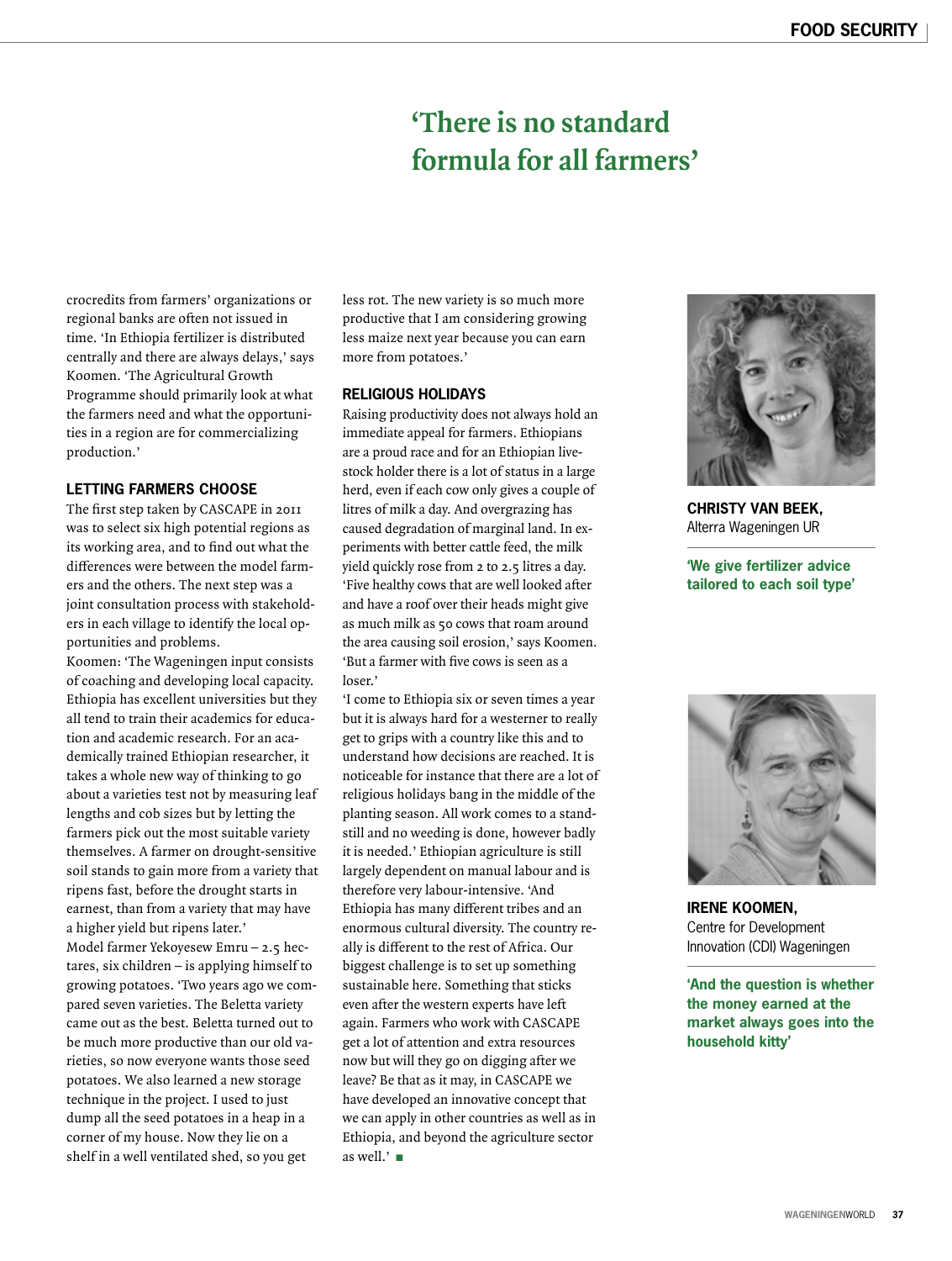# 'There is no standard formula for all farmers'

crocredits from farmers' organizations or regional banks are often not issued in time. 'In Ethiopia fertilizer is distributed centrally and there are always delays,' says Koomen. 'The Agricultural Growth Programme should primarily look at what the farmers need and what the opportunities in a region are for commercializing production.'

### LETTING FARMERS CHOOSE

The first step taken by CASCAPE in 2011 was to select six high potential regions as its working area, and to find out what the differences were between the model farmers and the others. The next step was a joint consultation process with stakeholders in each village to identify the local opportunities and problems.

Koomen: 'The Wageningen input consists of coaching and developing local capacity. Ethiopia has excellent universities but they all tend to train their academics for education and academic research. For an academically trained Ethiopian researcher, it takes a whole new way of thinking to go about a varieties test not by measuring leaf lengths and cob sizes but by letting the farmers pick out the most suitable variety themselves. A farmer on drought-sensitive soil stands to gain more from a variety that ripens fast, before the drought starts in earnest, than from a variety that may have a higher yield but ripens later.'

Model farmer Yekoyesew Emru – 2.5 hectares, six children – is applying himself to growing potatoes. 'Two years ago we compared seven varieties. The Beletta variety came out as the best. Beletta turned out to be much more productive than our old varieties, so now everyone wants those seed potatoes. We also learned a new storage technique in the project. I used to just dump all the seed potatoes in a heap in a corner of my house. Now they lie on a shelf in a well ventilated shed, so you get less rot. The new variety is so much more productive that I am considering growing less maize next year because you can earn more from potatoes.'

### RELIGIOUS HOLIDAYS

Raising productivity does not always hold an immediate appeal for farmers. Ethiopians are a proud race and for an Ethiopian livestock holder there is a lot of status in a large herd, even if each cow only gives a couple of litres of milk a day. And overgrazing has caused degradation of marginal land. In experiments with better cattle feed, the milk yield quickly rose from 2 to 2.5 litres a day. 'Five healthy cows that are well looked after and have a roof over their heads might give as much milk as 50 cows that roam around the area causing soil erosion,' says Koomen. 'But a farmer with five cows is seen as a loser.'

'I come to Ethiopia six or seven times a year but it is always hard for a westerner to really get to grips with a country like this and to understand how decisions are reached. It is noticeable for instance that there are a lot of religious holidays bang in the middle of the planting season. All work comes to a standstill and no weeding is done, however badly it is needed.' Ethiopian agriculture is still largely dependent on manual labour and is therefore very labour-intensive. 'And Ethiopia has many different tribes and an enormous cultural diversity. The country really is different to the rest of Africa. Our biggest challenge is to set up something sustainable here. Something that sticks even after the western experts have left again. Farmers who work with CASCAPE get a lot of attention and extra resources now but will they go on digging after we leave? Be that as it may, in CASCAPE we have developed an innovative concept that we can apply in other countries as well as in Ethiopia, and beyond the agriculture sector as well.' ■

**CHRISTY VAN BEEK,**
Alterra Wageningen UR

**'We give fertilizer advice tailored to each soil type'**

**IRENE KOOMEN,**
Centre for Development Innovation (CDI) Wageningen

**'And the question is whether the money earned at the market always goes into the household kitty'**